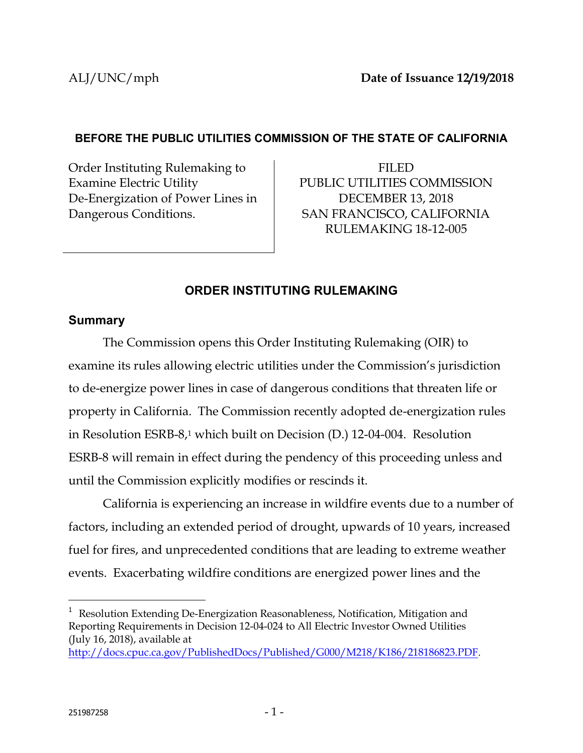ALJ/UNC/mph **Date of Issuance 12/19/2018**

**BEFORE THE PUBLIC UTILITIES COMMISSION OF THE STATE OF CALIFORNIA**

| | |
|---|---|
| Order Instituting Rulemaking to Examine Electric Utility De-Energization of Power Lines in Dangerous Conditions. | FILED<br>PUBLIC UTILITIES COMMISSION<br>DECEMBER 13, 2018<br>SAN FRANCISCO, CALIFORNIA<br>RULEMAKING 18-12-005 |

## ORDER INSTITUTING RULEMAKING

### Summary

The Commission opens this Order Instituting Rulemaking (OIR) to examine its rules allowing electric utilities under the Commission's jurisdiction to de-energize power lines in case of dangerous conditions that threaten life or property in California. The Commission recently adopted de-energization rules in Resolution ESRB-8,[1] which built on Decision (D.) 12-04-004. Resolution ESRB-8 will remain in effect during the pendency of this proceeding unless and until the Commission explicitly modifies or rescinds it.

California is experiencing an increase in wildfire events due to a number of factors, including an extended period of drought, upwards of 10 years, increased fuel for fires, and unprecedented conditions that are leading to extreme weather events. Exacerbating wildfire conditions are energized power lines and the

---

[1] Resolution Extending De-Energization Reasonableness, Notification, Mitigation and Reporting Requirements in Decision 12-04-024 to All Electric Investor Owned Utilities (July 16, 2018), available at http://docs.cpuc.ca.gov/PublishedDocs/Published/G000/M218/K186/218186823.PDF.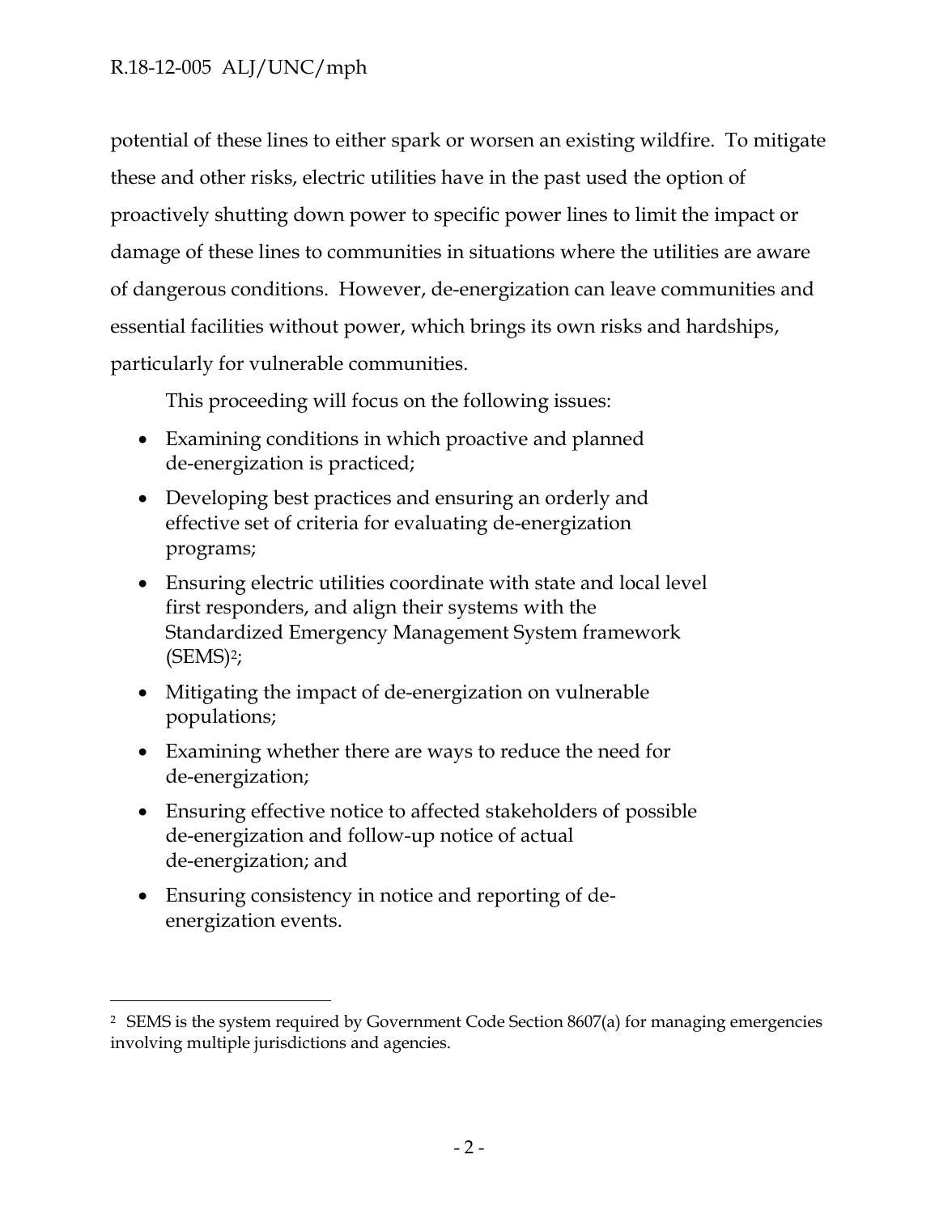potential of these lines to either spark or worsen an existing wildfire. To mitigate these and other risks, electric utilities have in the past used the option of proactively shutting down power to specific power lines to limit the impact or damage of these lines to communities in situations where the utilities are aware of dangerous conditions. However, de-energization can leave communities and essential facilities without power, which brings its own risks and hardships, particularly for vulnerable communities.

This proceeding will focus on the following issues:

- Examining conditions in which proactive and planned de-energization is practiced;
- Developing best practices and ensuring an orderly and effective set of criteria for evaluating de-energization programs;
- Ensuring electric utilities coordinate with state and local level first responders, and align their systems with the Standardized Emergency Management System framework (SEMS)[2];
- Mitigating the impact of de-energization on vulnerable populations;
- Examining whether there are ways to reduce the need for de-energization;
- Ensuring effective notice to affected stakeholders of possible de-energization and follow-up notice of actual de-energization; and
- Ensuring consistency in notice and reporting of de-energization events.

---

[2] SEMS is the system required by Government Code Section 8607(a) for managing emergencies involving multiple jurisdictions and agencies.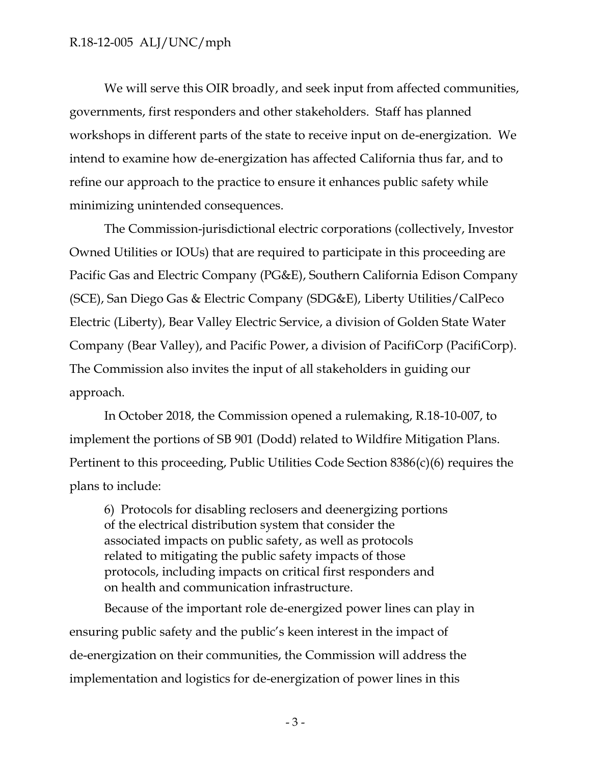We will serve this OIR broadly, and seek input from affected communities, governments, first responders and other stakeholders. Staff has planned workshops in different parts of the state to receive input on de-energization. We intend to examine how de-energization has affected California thus far, and to refine our approach to the practice to ensure it enhances public safety while minimizing unintended consequences.

The Commission-jurisdictional electric corporations (collectively, Investor Owned Utilities or IOUs) that are required to participate in this proceeding are Pacific Gas and Electric Company (PG&E), Southern California Edison Company (SCE), San Diego Gas & Electric Company (SDG&E), Liberty Utilities/CalPeco Electric (Liberty), Bear Valley Electric Service, a division of Golden State Water Company (Bear Valley), and Pacific Power, a division of PacifiCorp (PacifiCorp). The Commission also invites the input of all stakeholders in guiding our approach.

In October 2018, the Commission opened a rulemaking, R.18-10-007, to implement the portions of SB 901 (Dodd) related to Wildfire Mitigation Plans. Pertinent to this proceeding, Public Utilities Code Section 8386(c)(6) requires the plans to include:

> 6) Protocols for disabling reclosers and deenergizing portions of the electrical distribution system that consider the associated impacts on public safety, as well as protocols related to mitigating the public safety impacts of those protocols, including impacts on critical first responders and on health and communication infrastructure.

Because of the important role de-energized power lines can play in ensuring public safety and the public's keen interest in the impact of de-energization on their communities, the Commission will address the implementation and logistics for de-energization of power lines in this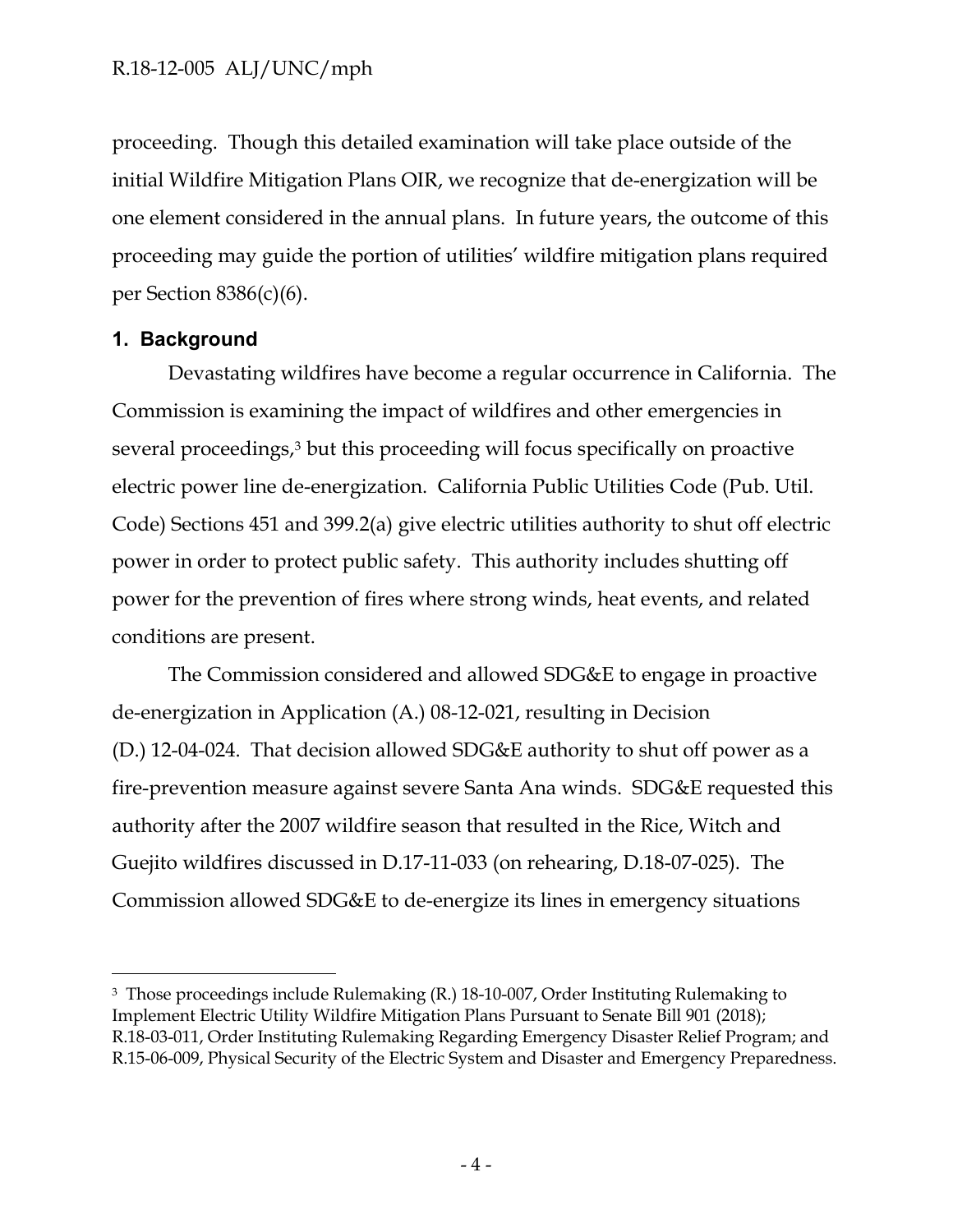proceeding. Though this detailed examination will take place outside of the initial Wildfire Mitigation Plans OIR, we recognize that de-energization will be one element considered in the annual plans. In future years, the outcome of this proceeding may guide the portion of utilities' wildfire mitigation plans required per Section 8386(c)(6).

## 1. Background

Devastating wildfires have become a regular occurrence in California. The Commission is examining the impact of wildfires and other emergencies in several proceedings,[3] but this proceeding will focus specifically on proactive electric power line de-energization. California Public Utilities Code (Pub. Util. Code) Sections 451 and 399.2(a) give electric utilities authority to shut off electric power in order to protect public safety. This authority includes shutting off power for the prevention of fires where strong winds, heat events, and related conditions are present.

The Commission considered and allowed SDG&E to engage in proactive de-energization in Application (A.) 08-12-021, resulting in Decision (D.) 12-04-024. That decision allowed SDG&E authority to shut off power as a fire-prevention measure against severe Santa Ana winds. SDG&E requested this authority after the 2007 wildfire season that resulted in the Rice, Witch and Guejito wildfires discussed in D.17-11-033 (on rehearing, D.18-07-025). The Commission allowed SDG&E to de-energize its lines in emergency situations

---

[3] Those proceedings include Rulemaking (R.) 18-10-007, Order Instituting Rulemaking to Implement Electric Utility Wildfire Mitigation Plans Pursuant to Senate Bill 901 (2018); R.18-03-011, Order Instituting Rulemaking Regarding Emergency Disaster Relief Program; and R.15-06-009, Physical Security of the Electric System and Disaster and Emergency Preparedness.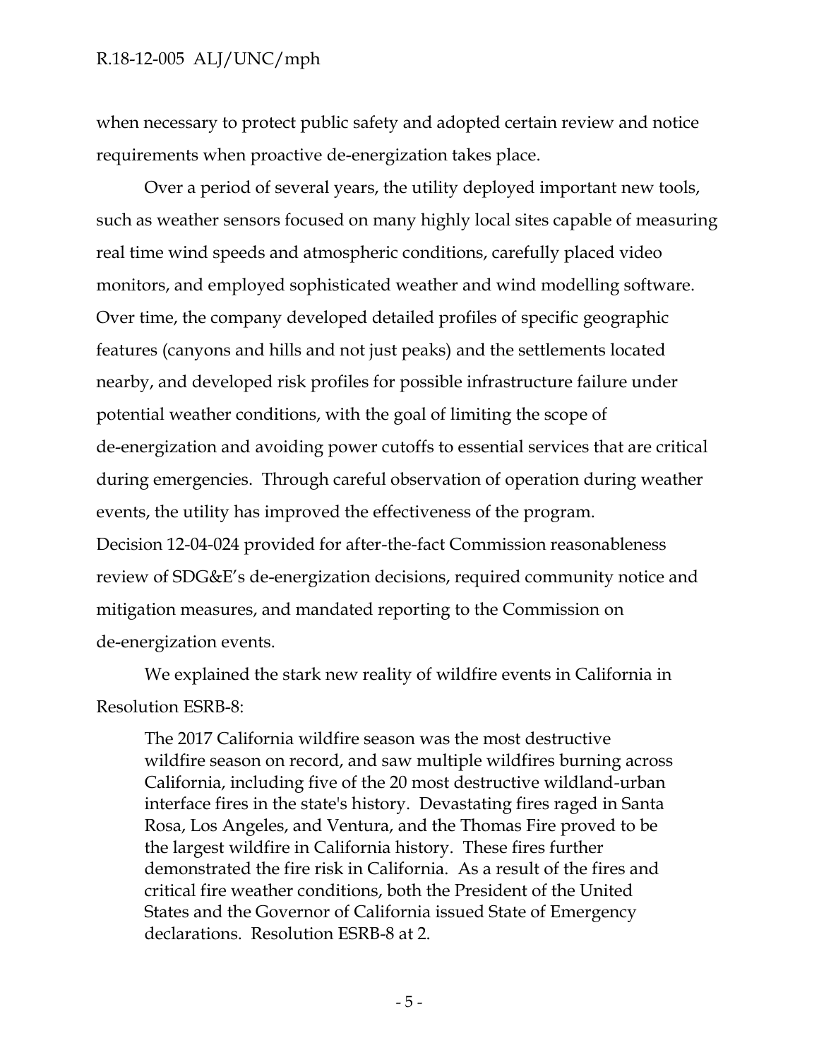when necessary to protect public safety and adopted certain review and notice requirements when proactive de-energization takes place.

Over a period of several years, the utility deployed important new tools, such as weather sensors focused on many highly local sites capable of measuring real time wind speeds and atmospheric conditions, carefully placed video monitors, and employed sophisticated weather and wind modelling software. Over time, the company developed detailed profiles of specific geographic features (canyons and hills and not just peaks) and the settlements located nearby, and developed risk profiles for possible infrastructure failure under potential weather conditions, with the goal of limiting the scope of de-energization and avoiding power cutoffs to essential services that are critical during emergencies. Through careful observation of operation during weather events, the utility has improved the effectiveness of the program. Decision 12-04-024 provided for after-the-fact Commission reasonableness review of SDG&E's de-energization decisions, required community notice and mitigation measures, and mandated reporting to the Commission on de-energization events.

We explained the stark new reality of wildfire events in California in Resolution ESRB-8:

> The 2017 California wildfire season was the most destructive wildfire season on record, and saw multiple wildfires burning across California, including five of the 20 most destructive wildland-urban interface fires in the state's history. Devastating fires raged in Santa Rosa, Los Angeles, and Ventura, and the Thomas Fire proved to be the largest wildfire in California history. These fires further demonstrated the fire risk in California. As a result of the fires and critical fire weather conditions, both the President of the United States and the Governor of California issued State of Emergency declarations. Resolution ESRB-8 at 2.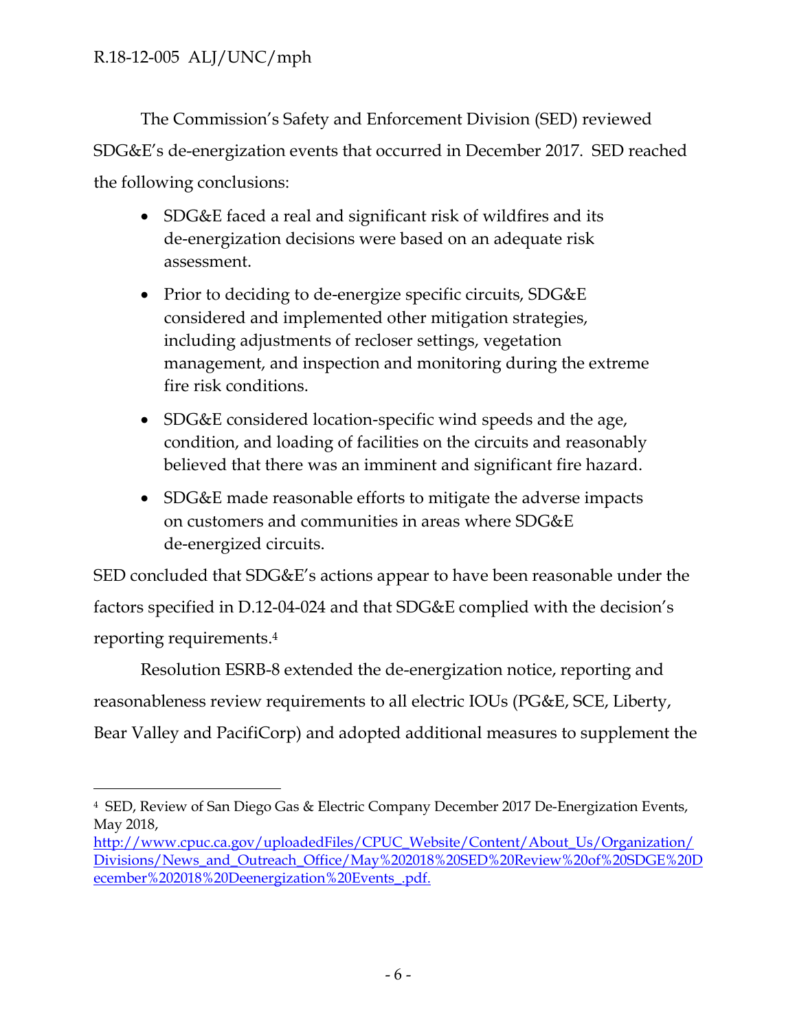The Commission's Safety and Enforcement Division (SED) reviewed SDG&E's de-energization events that occurred in December 2017. SED reached the following conclusions:

- SDG&E faced a real and significant risk of wildfires and its de-energization decisions were based on an adequate risk assessment.
- Prior to deciding to de-energize specific circuits, SDG&E considered and implemented other mitigation strategies, including adjustments of recloser settings, vegetation management, and inspection and monitoring during the extreme fire risk conditions.
- SDG&E considered location-specific wind speeds and the age, condition, and loading of facilities on the circuits and reasonably believed that there was an imminent and significant fire hazard.
- SDG&E made reasonable efforts to mitigate the adverse impacts on customers and communities in areas where SDG&E de-energized circuits.

SED concluded that SDG&E's actions appear to have been reasonable under the factors specified in D.12-04-024 and that SDG&E complied with the decision's reporting requirements.[4]

Resolution ESRB-8 extended the de-energization notice, reporting and reasonableness review requirements to all electric IOUs (PG&E, SCE, Liberty, Bear Valley and PacifiCorp) and adopted additional measures to supplement the

---

[4] SED, Review of San Diego Gas & Electric Company December 2017 De-Energization Events, May 2018, http://www.cpuc.ca.gov/uploadedFiles/CPUC_Website/Content/About_Us/Organization/Divisions/News_and_Outreach_Office/May%202018%20SED%20Review%20of%20SDGE%20December%202018%20Deenergization%20Events_.pdf.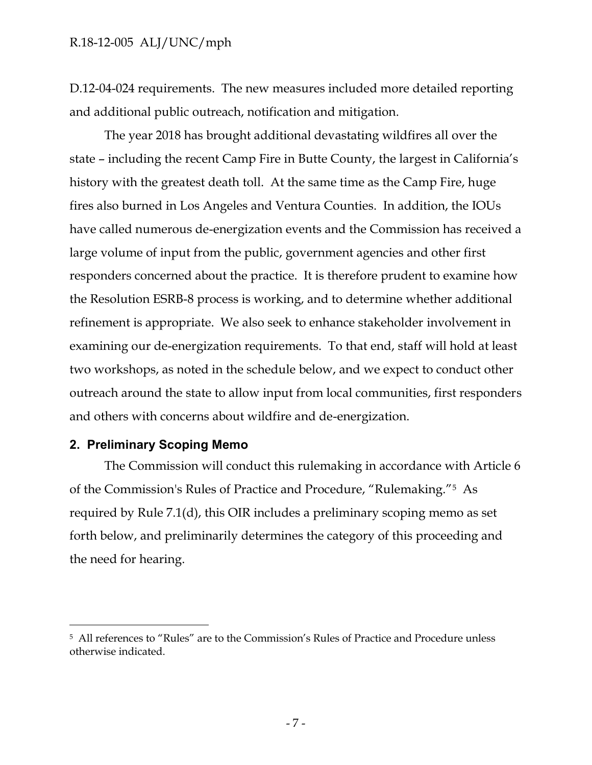D.12-04-024 requirements. The new measures included more detailed reporting and additional public outreach, notification and mitigation.

The year 2018 has brought additional devastating wildfires all over the state – including the recent Camp Fire in Butte County, the largest in California's history with the greatest death toll. At the same time as the Camp Fire, huge fires also burned in Los Angeles and Ventura Counties. In addition, the IOUs have called numerous de-energization events and the Commission has received a large volume of input from the public, government agencies and other first responders concerned about the practice. It is therefore prudent to examine how the Resolution ESRB-8 process is working, and to determine whether additional refinement is appropriate. We also seek to enhance stakeholder involvement in examining our de-energization requirements. To that end, staff will hold at least two workshops, as noted in the schedule below, and we expect to conduct other outreach around the state to allow input from local communities, first responders and others with concerns about wildfire and de-energization.

## 2. Preliminary Scoping Memo

The Commission will conduct this rulemaking in accordance with Article 6 of the Commission's Rules of Practice and Procedure, "Rulemaking."[5] As required by Rule 7.1(d), this OIR includes a preliminary scoping memo as set forth below, and preliminarily determines the category of this proceeding and the need for hearing.

---

[5] All references to "Rules" are to the Commission's Rules of Practice and Procedure unless otherwise indicated.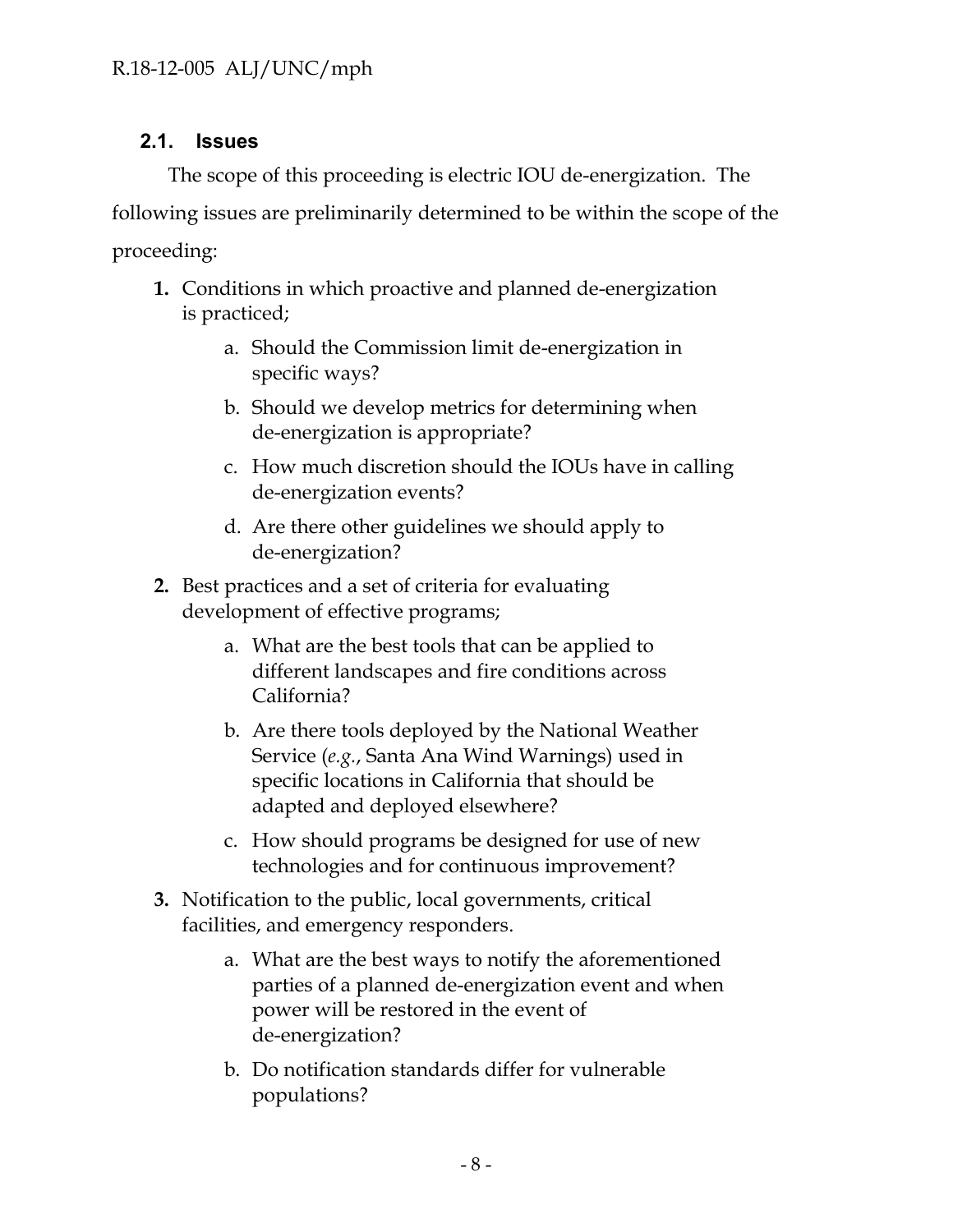### 2.1. Issues

The scope of this proceeding is electric IOU de-energization. The following issues are preliminarily determined to be within the scope of the proceeding:

1. Conditions in which proactive and planned de-energization is practiced;
    a. Should the Commission limit de-energization in specific ways?
    b. Should we develop metrics for determining when de-energization is appropriate?
    c. How much discretion should the IOUs have in calling de-energization events?
    d. Are there other guidelines we should apply to de-energization?
2. Best practices and a set of criteria for evaluating development of effective programs;
    a. What are the best tools that can be applied to different landscapes and fire conditions across California?
    b. Are there tools deployed by the National Weather Service (*e.g.*, Santa Ana Wind Warnings) used in specific locations in California that should be adapted and deployed elsewhere?
    c. How should programs be designed for use of new technologies and for continuous improvement?
3. Notification to the public, local governments, critical facilities, and emergency responders.
    a. What are the best ways to notify the aforementioned parties of a planned de-energization event and when power will be restored in the event of de-energization?
    b. Do notification standards differ for vulnerable populations?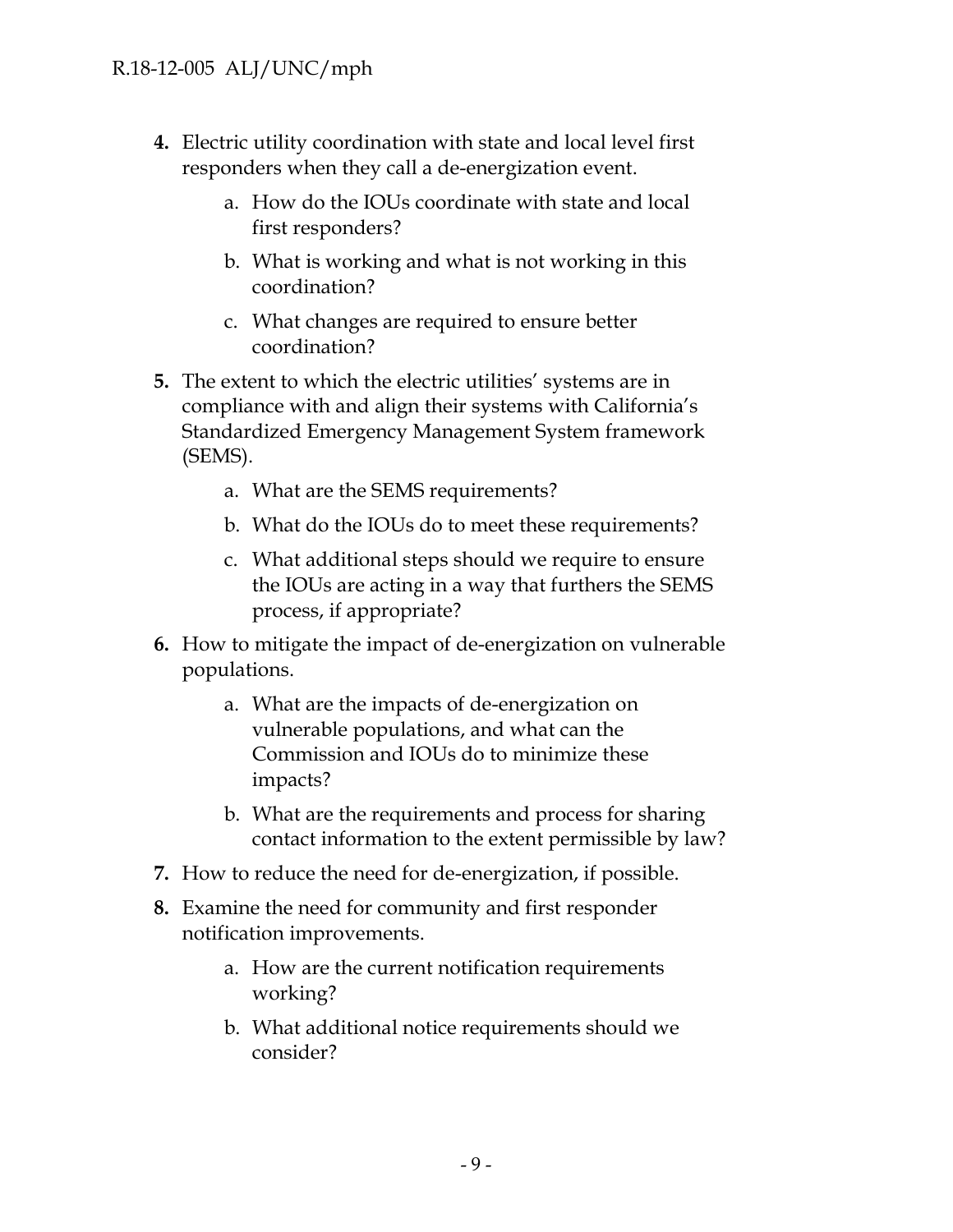**4.** Electric utility coordination with state and local level first responders when they call a de-energization event.

   a. How do the IOUs coordinate with state and local first responders?

   b. What is working and what is not working in this coordination?

   c. What changes are required to ensure better coordination?

**5.** The extent to which the electric utilities' systems are in compliance with and align their systems with California's Standardized Emergency Management System framework (SEMS).

   a. What are the SEMS requirements?

   b. What do the IOUs do to meet these requirements?

   c. What additional steps should we require to ensure the IOUs are acting in a way that furthers the SEMS process, if appropriate?

**6.** How to mitigate the impact of de-energization on vulnerable populations.

   a. What are the impacts of de-energization on vulnerable populations, and what can the Commission and IOUs do to minimize these impacts?

   b. What are the requirements and process for sharing contact information to the extent permissible by law?

**7.** How to reduce the need for de-energization, if possible.

**8.** Examine the need for community and first responder notification improvements.

   a. How are the current notification requirements working?

   b. What additional notice requirements should we consider?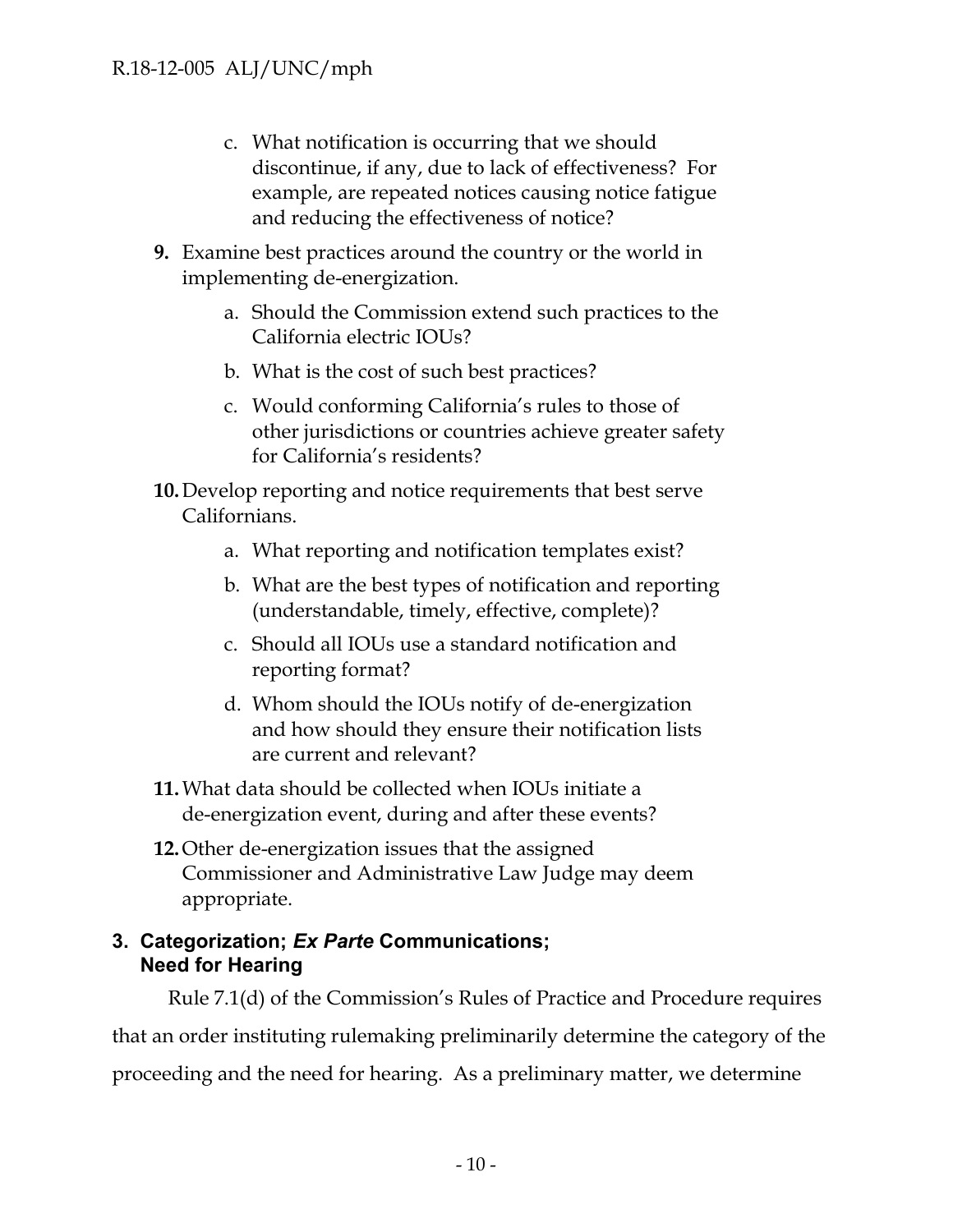c. What notification is occurring that we should discontinue, if any, due to lack of effectiveness? For example, are repeated notices causing notice fatigue and reducing the effectiveness of notice?

**9.** Examine best practices around the country or the world in implementing de-energization.

   a. Should the Commission extend such practices to the California electric IOUs?

   b. What is the cost of such best practices?

   c. Would conforming California's rules to those of other jurisdictions or countries achieve greater safety for California's residents?

**10.** Develop reporting and notice requirements that best serve Californians.

   a. What reporting and notification templates exist?

   b. What are the best types of notification and reporting (understandable, timely, effective, complete)?

   c. Should all IOUs use a standard notification and reporting format?

   d. Whom should the IOUs notify of de-energization and how should they ensure their notification lists are current and relevant?

**11.** What data should be collected when IOUs initiate a de-energization event, during and after these events?

**12.** Other de-energization issues that the assigned Commissioner and Administrative Law Judge may deem appropriate.

## 3. Categorization; *Ex Parte* Communications; Need for Hearing

Rule 7.1(d) of the Commission's Rules of Practice and Procedure requires that an order instituting rulemaking preliminarily determine the category of the proceeding and the need for hearing. As a preliminary matter, we determine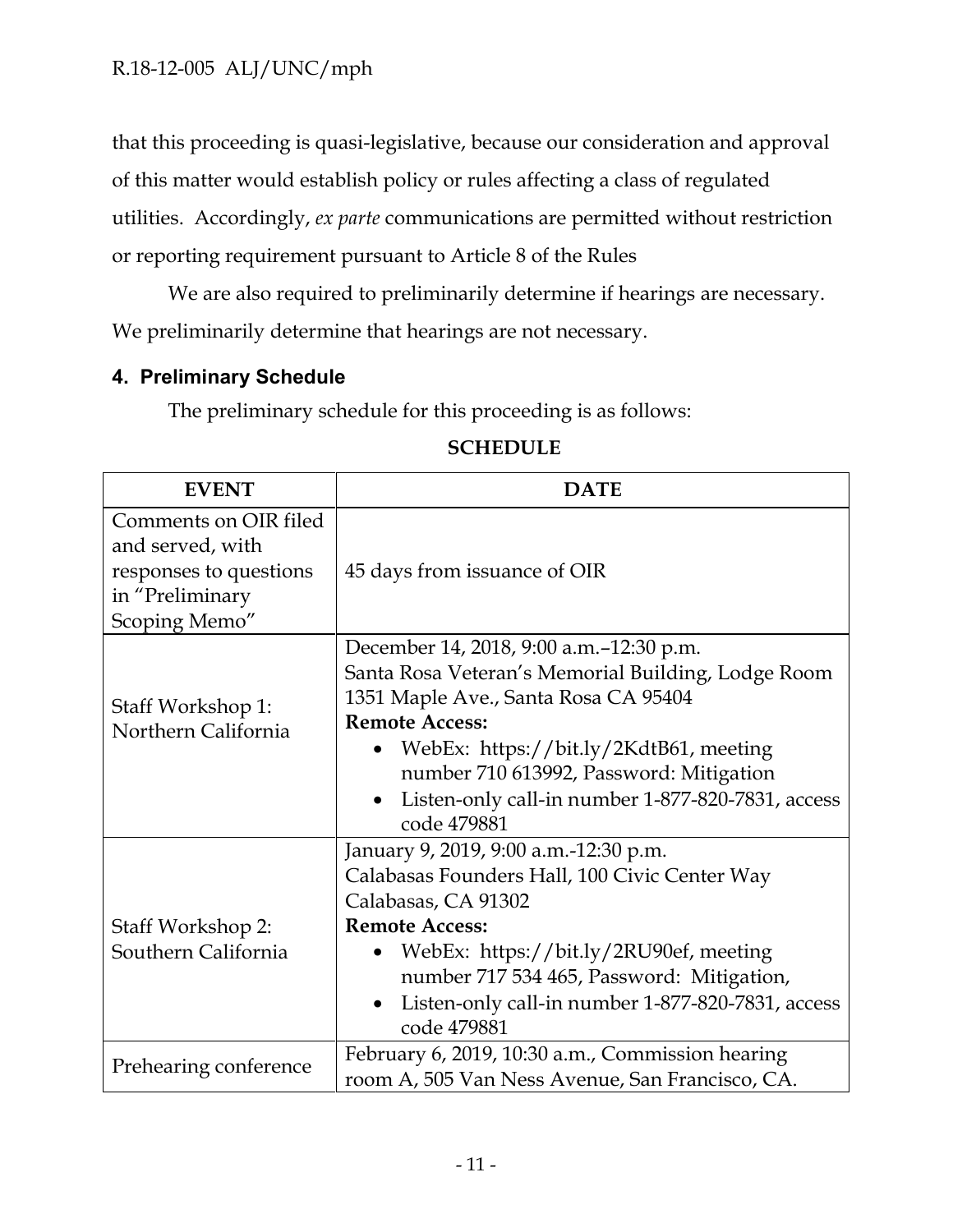that this proceeding is quasi-legislative, because our consideration and approval of this matter would establish policy or rules affecting a class of regulated utilities. Accordingly, *ex parte* communications are permitted without restriction or reporting requirement pursuant to Article 8 of the Rules

We are also required to preliminarily determine if hearings are necessary. We preliminarily determine that hearings are not necessary.

## 4. Preliminary Schedule

The preliminary schedule for this proceeding is as follows:

**SCHEDULE**

| EVENT | DATE |
|---|---|
| Comments on OIR filed and served, with responses to questions in "Preliminary Scoping Memo" | 45 days from issuance of OIR |
| Staff Workshop 1: Northern California | December 14, 2018, 9:00 a.m.–12:30 p.m.<br>Santa Rosa Veteran's Memorial Building, Lodge Room<br>1351 Maple Ave., Santa Rosa CA 95404<br>**Remote Access:**<br>• WebEx: https://bit.ly/2KdtB61, meeting number 710 613992, Password: Mitigation<br>• Listen-only call-in number 1-877-820-7831, access code 479881 |
| Staff Workshop 2: Southern California | January 9, 2019, 9:00 a.m.-12:30 p.m.<br>Calabasas Founders Hall, 100 Civic Center Way<br>Calabasas, CA 91302<br>**Remote Access:**<br>• WebEx: https://bit.ly/2RU90ef, meeting number 717 534 465, Password: Mitigation,<br>• Listen-only call-in number 1-877-820-7831, access code 479881 |
| Prehearing conference | February 6, 2019, 10:30 a.m., Commission hearing room A, 505 Van Ness Avenue, San Francisco, CA. |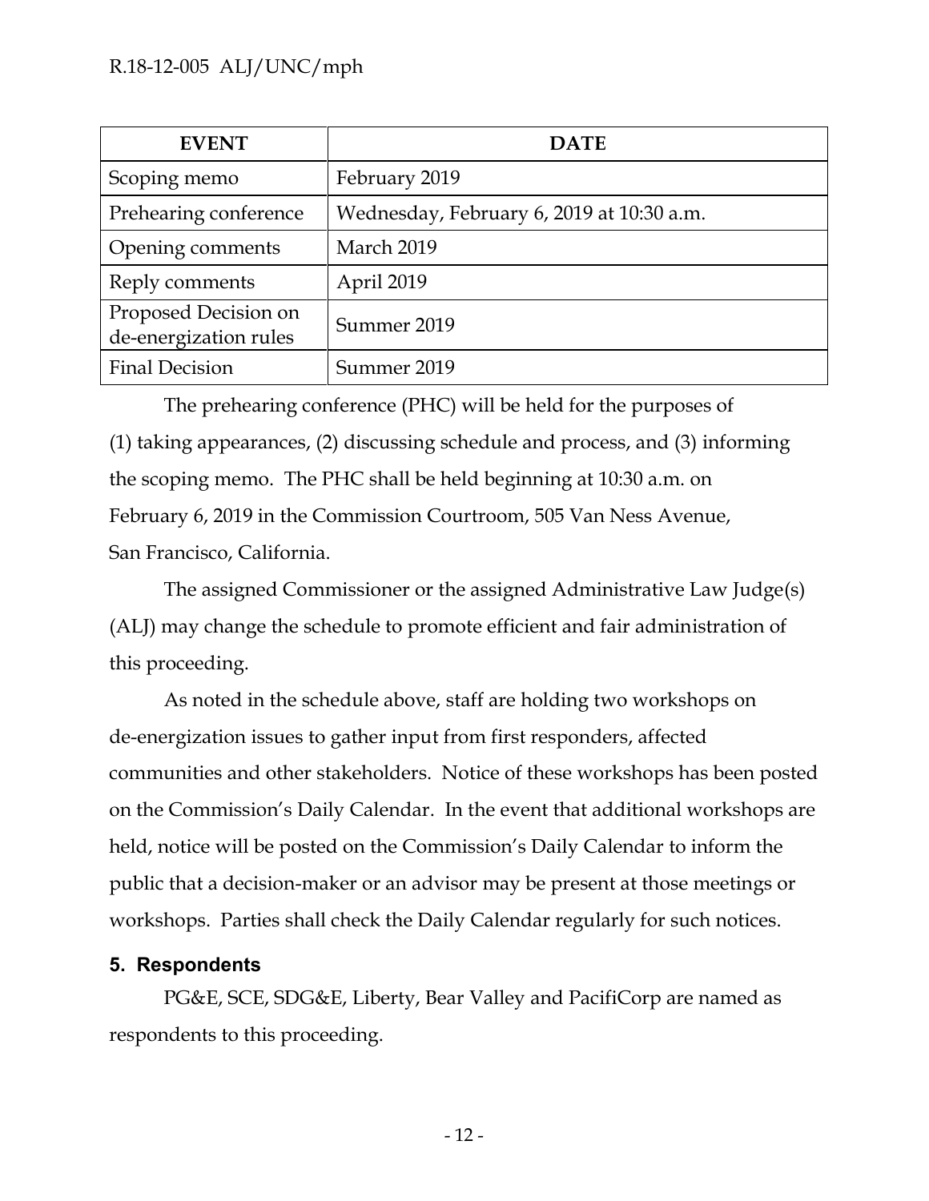| EVENT | DATE |
|---|---|
| Scoping memo | February 2019 |
| Prehearing conference | Wednesday, February 6, 2019 at 10:30 a.m. |
| Opening comments | March 2019 |
| Reply comments | April 2019 |
| Proposed Decision on de-energization rules | Summer 2019 |
| Final Decision | Summer 2019 |

The prehearing conference (PHC) will be held for the purposes of (1) taking appearances, (2) discussing schedule and process, and (3) informing the scoping memo. The PHC shall be held beginning at 10:30 a.m. on February 6, 2019 in the Commission Courtroom, 505 Van Ness Avenue, San Francisco, California.

The assigned Commissioner or the assigned Administrative Law Judge(s) (ALJ) may change the schedule to promote efficient and fair administration of this proceeding.

As noted in the schedule above, staff are holding two workshops on de-energization issues to gather input from first responders, affected communities and other stakeholders. Notice of these workshops has been posted on the Commission's Daily Calendar. In the event that additional workshops are held, notice will be posted on the Commission's Daily Calendar to inform the public that a decision-maker or an advisor may be present at those meetings or workshops. Parties shall check the Daily Calendar regularly for such notices.

## 5. Respondents

PG&E, SCE, SDG&E, Liberty, Bear Valley and PacifiCorp are named as respondents to this proceeding.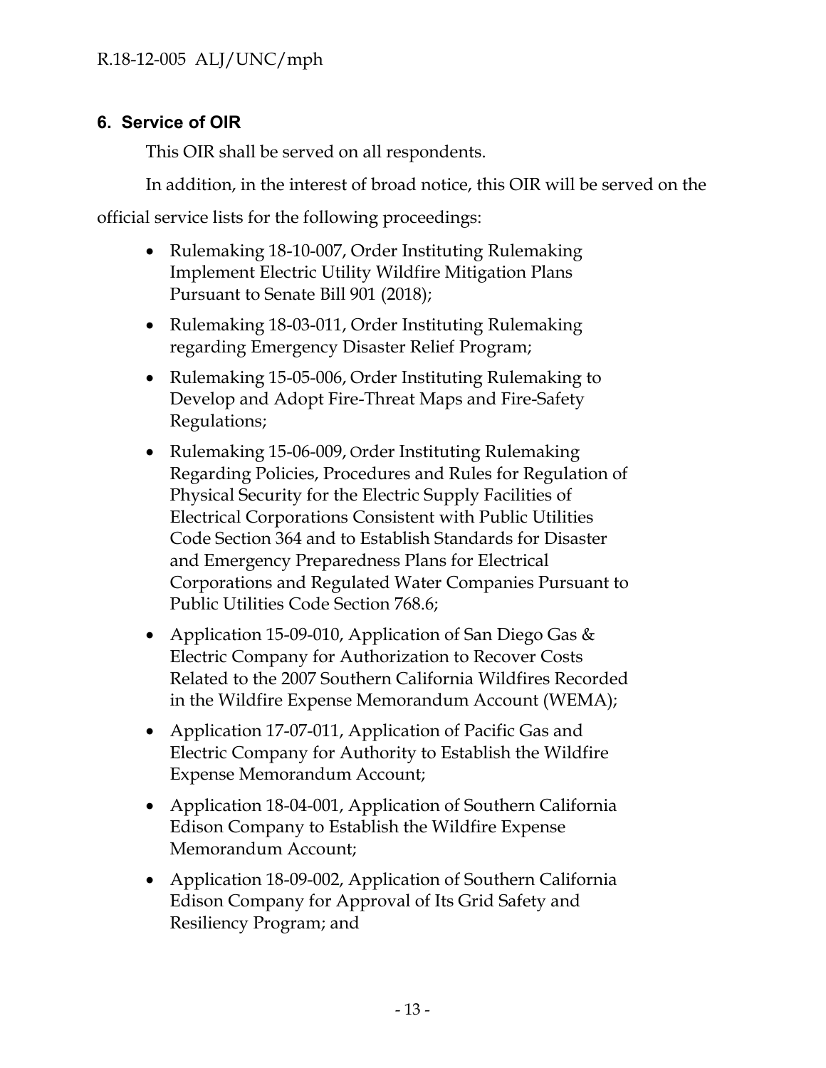## 6. Service of OIR

This OIR shall be served on all respondents.

In addition, in the interest of broad notice, this OIR will be served on the official service lists for the following proceedings:

- Rulemaking 18-10-007, Order Instituting Rulemaking Implement Electric Utility Wildfire Mitigation Plans Pursuant to Senate Bill 901 (2018);
- Rulemaking 18-03-011, Order Instituting Rulemaking regarding Emergency Disaster Relief Program;
- Rulemaking 15-05-006, Order Instituting Rulemaking to Develop and Adopt Fire-Threat Maps and Fire-Safety Regulations;
- Rulemaking 15-06-009, Order Instituting Rulemaking Regarding Policies, Procedures and Rules for Regulation of Physical Security for the Electric Supply Facilities of Electrical Corporations Consistent with Public Utilities Code Section 364 and to Establish Standards for Disaster and Emergency Preparedness Plans for Electrical Corporations and Regulated Water Companies Pursuant to Public Utilities Code Section 768.6;
- Application 15-09-010, Application of San Diego Gas & Electric Company for Authorization to Recover Costs Related to the 2007 Southern California Wildfires Recorded in the Wildfire Expense Memorandum Account (WEMA);
- Application 17-07-011, Application of Pacific Gas and Electric Company for Authority to Establish the Wildfire Expense Memorandum Account;
- Application 18-04-001, Application of Southern California Edison Company to Establish the Wildfire Expense Memorandum Account;
- Application 18-09-002, Application of Southern California Edison Company for Approval of Its Grid Safety and Resiliency Program; and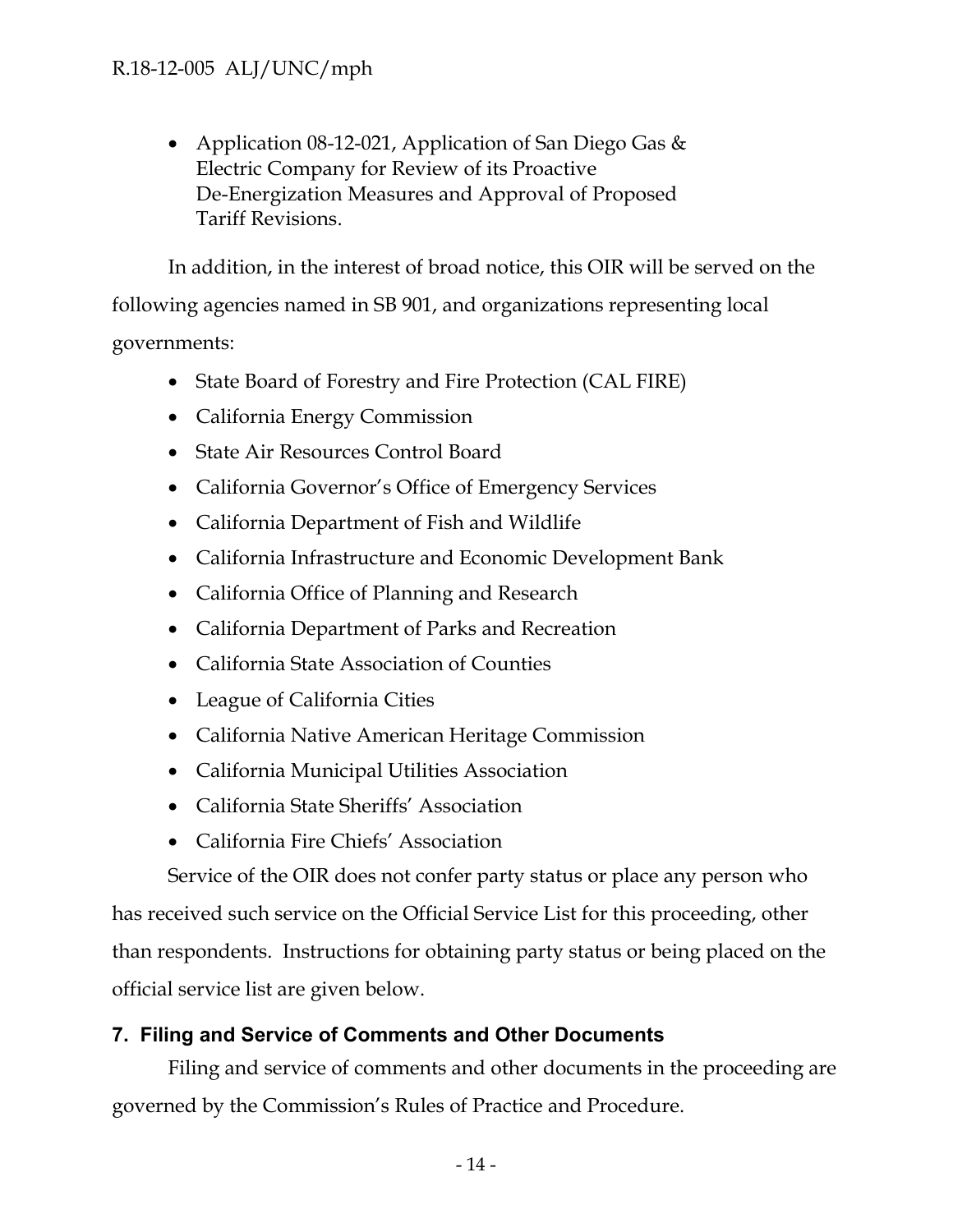- Application 08-12-021, Application of San Diego Gas & Electric Company for Review of its Proactive De-Energization Measures and Approval of Proposed Tariff Revisions.

In addition, in the interest of broad notice, this OIR will be served on the following agencies named in SB 901, and organizations representing local governments:

- State Board of Forestry and Fire Protection (CAL FIRE)
- California Energy Commission
- State Air Resources Control Board
- California Governor's Office of Emergency Services
- California Department of Fish and Wildlife
- California Infrastructure and Economic Development Bank
- California Office of Planning and Research
- California Department of Parks and Recreation
- California State Association of Counties
- League of California Cities
- California Native American Heritage Commission
- California Municipal Utilities Association
- California State Sheriffs' Association
- California Fire Chiefs' Association

Service of the OIR does not confer party status or place any person who has received such service on the Official Service List for this proceeding, other than respondents. Instructions for obtaining party status or being placed on the official service list are given below.

## 7. Filing and Service of Comments and Other Documents

Filing and service of comments and other documents in the proceeding are governed by the Commission's Rules of Practice and Procedure.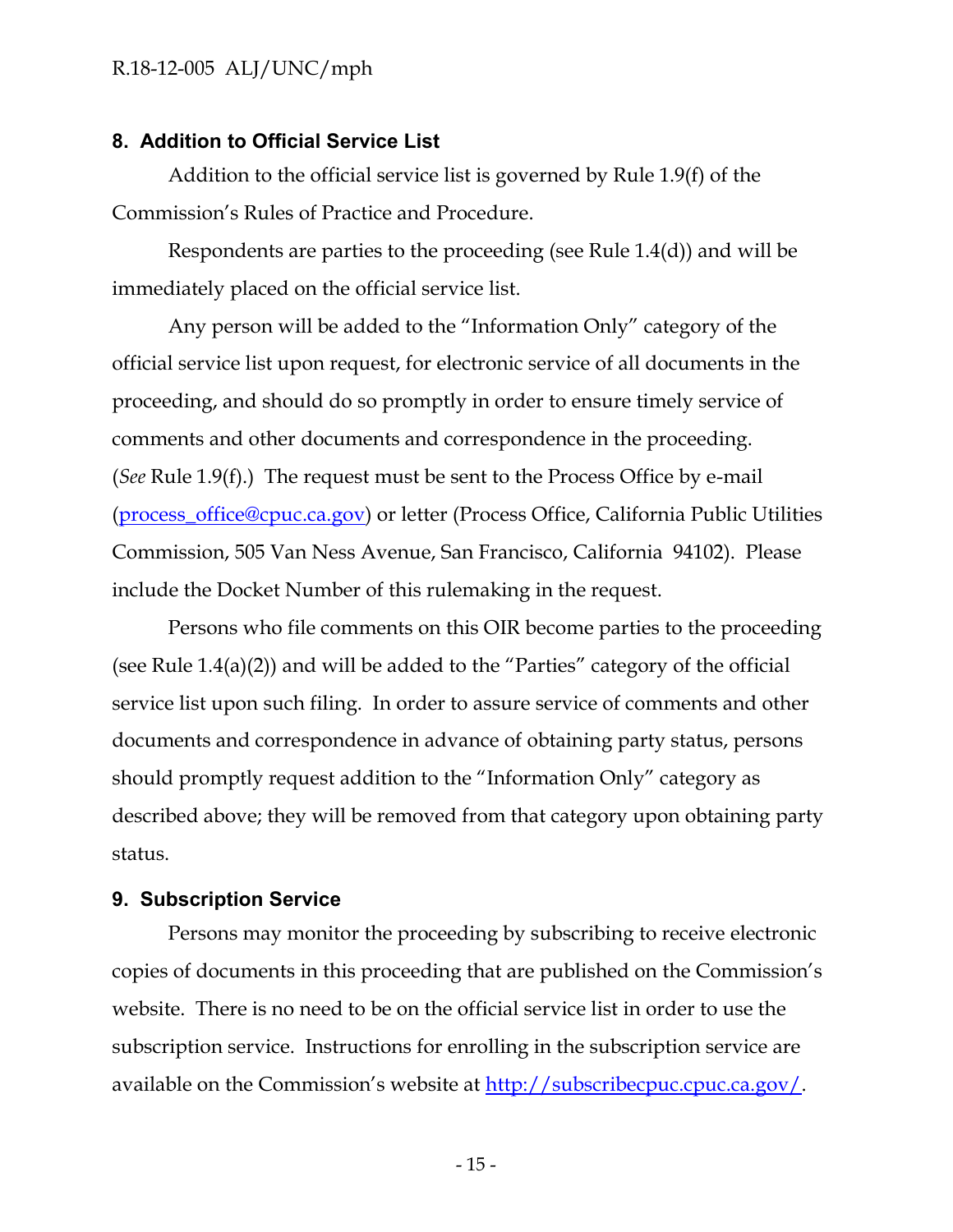## 8. Addition to Official Service List

Addition to the official service list is governed by Rule 1.9(f) of the Commission's Rules of Practice and Procedure.

Respondents are parties to the proceeding (see Rule 1.4(d)) and will be immediately placed on the official service list.

Any person will be added to the "Information Only" category of the official service list upon request, for electronic service of all documents in the proceeding, and should do so promptly in order to ensure timely service of comments and other documents and correspondence in the proceeding. (*See* Rule 1.9(f).) The request must be sent to the Process Office by e-mail ([process_office@cpuc.ca.gov](mailto:process_office@cpuc.ca.gov)) or letter (Process Office, California Public Utilities Commission, 505 Van Ness Avenue, San Francisco, California 94102). Please include the Docket Number of this rulemaking in the request.

Persons who file comments on this OIR become parties to the proceeding (see Rule 1.4(a)(2)) and will be added to the "Parties" category of the official service list upon such filing. In order to assure service of comments and other documents and correspondence in advance of obtaining party status, persons should promptly request addition to the "Information Only" category as described above; they will be removed from that category upon obtaining party status.

## 9. Subscription Service

Persons may monitor the proceeding by subscribing to receive electronic copies of documents in this proceeding that are published on the Commission's website. There is no need to be on the official service list in order to use the subscription service. Instructions for enrolling in the subscription service are available on the Commission's website at [http://subscribecpuc.cpuc.ca.gov/](http://subscribecpuc.cpuc.ca.gov/).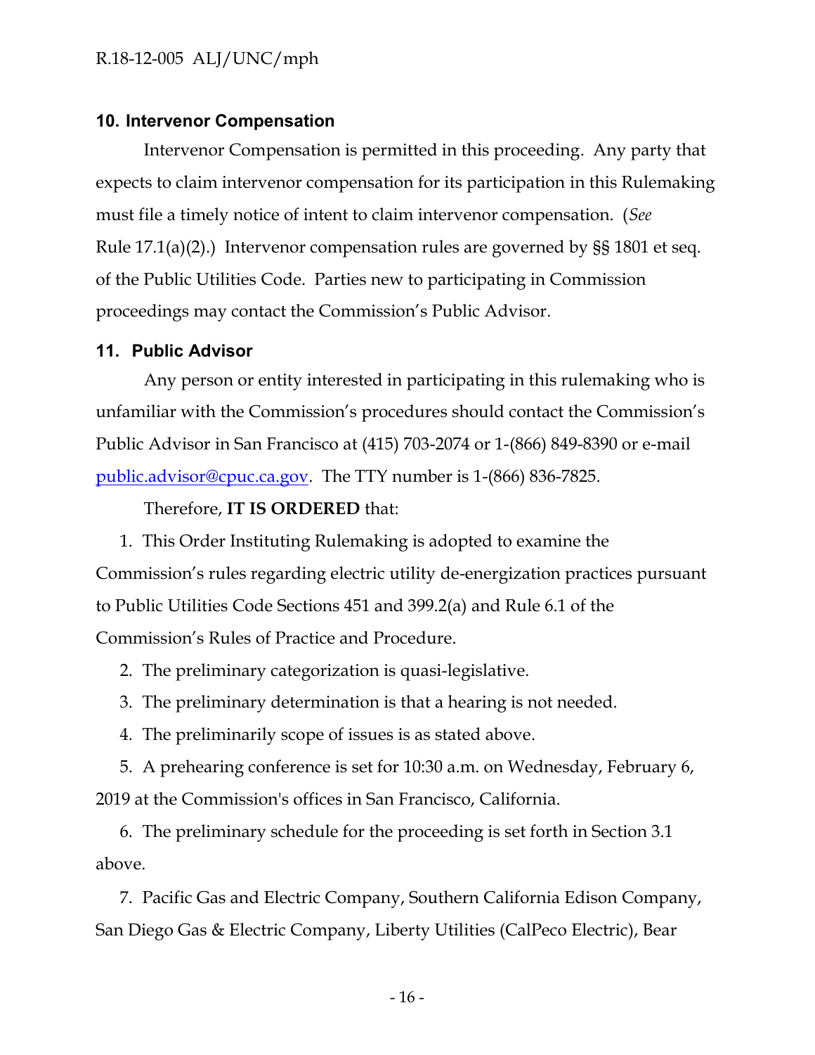## 10. Intervenor Compensation

Intervenor Compensation is permitted in this proceeding. Any party that expects to claim intervenor compensation for its participation in this Rulemaking must file a timely notice of intent to claim intervenor compensation. (*See* Rule 17.1(a)(2).) Intervenor compensation rules are governed by §§ 1801 et seq. of the Public Utilities Code. Parties new to participating in Commission proceedings may contact the Commission's Public Advisor.

## 11. Public Advisor

Any person or entity interested in participating in this rulemaking who is unfamiliar with the Commission's procedures should contact the Commission's Public Advisor in San Francisco at (415) 703-2074 or 1-(866) 849-8390 or e-mail public.advisor@cpuc.ca.gov. The TTY number is 1-(866) 836-7825.

Therefore, **IT IS ORDERED** that:

1. This Order Instituting Rulemaking is adopted to examine the Commission's rules regarding electric utility de-energization practices pursuant to Public Utilities Code Sections 451 and 399.2(a) and Rule 6.1 of the Commission's Rules of Practice and Procedure.
2. The preliminary categorization is quasi-legislative.
3. The preliminary determination is that a hearing is not needed.
4. The preliminarily scope of issues is as stated above.
5. A prehearing conference is set for 10:30 a.m. on Wednesday, February 6, 2019 at the Commission's offices in San Francisco, California.
6. The preliminary schedule for the proceeding is set forth in Section 3.1 above.
7. Pacific Gas and Electric Company, Southern California Edison Company, San Diego Gas & Electric Company, Liberty Utilities (CalPeco Electric), Bear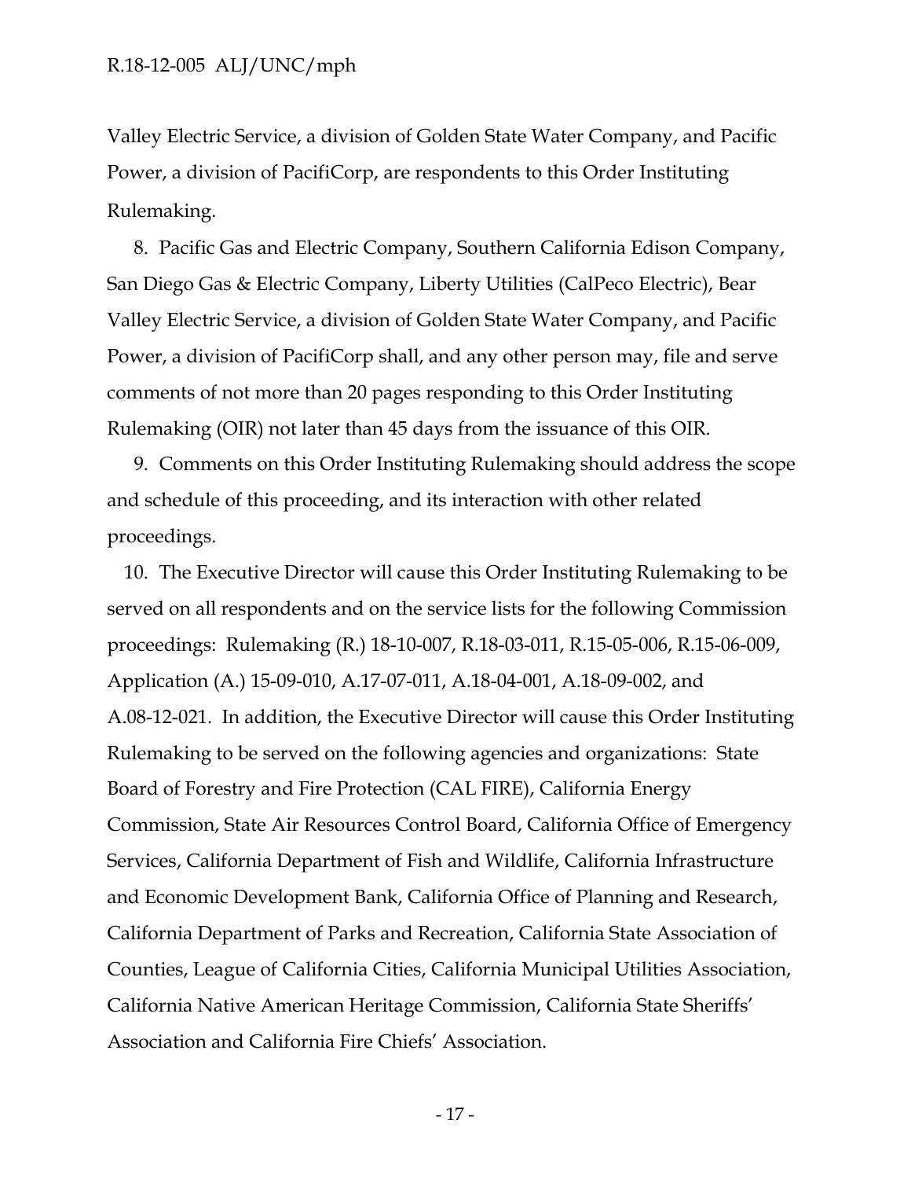Valley Electric Service, a division of Golden State Water Company, and Pacific Power, a division of PacifiCorp, are respondents to this Order Instituting Rulemaking.

8. Pacific Gas and Electric Company, Southern California Edison Company, San Diego Gas & Electric Company, Liberty Utilities (CalPeco Electric), Bear Valley Electric Service, a division of Golden State Water Company, and Pacific Power, a division of PacifiCorp shall, and any other person may, file and serve comments of not more than 20 pages responding to this Order Instituting Rulemaking (OIR) not later than 45 days from the issuance of this OIR.

9. Comments on this Order Instituting Rulemaking should address the scope and schedule of this proceeding, and its interaction with other related proceedings.

10. The Executive Director will cause this Order Instituting Rulemaking to be served on all respondents and on the service lists for the following Commission proceedings: Rulemaking (R.) 18-10-007, R.18-03-011, R.15-05-006, R.15-06-009, Application (A.) 15-09-010, A.17-07-011, A.18-04-001, A.18-09-002, and A.08-12-021. In addition, the Executive Director will cause this Order Instituting Rulemaking to be served on the following agencies and organizations: State Board of Forestry and Fire Protection (CAL FIRE), California Energy Commission, State Air Resources Control Board, California Office of Emergency Services, California Department of Fish and Wildlife, California Infrastructure and Economic Development Bank, California Office of Planning and Research, California Department of Parks and Recreation, California State Association of Counties, League of California Cities, California Municipal Utilities Association, California Native American Heritage Commission, California State Sheriffs' Association and California Fire Chiefs' Association.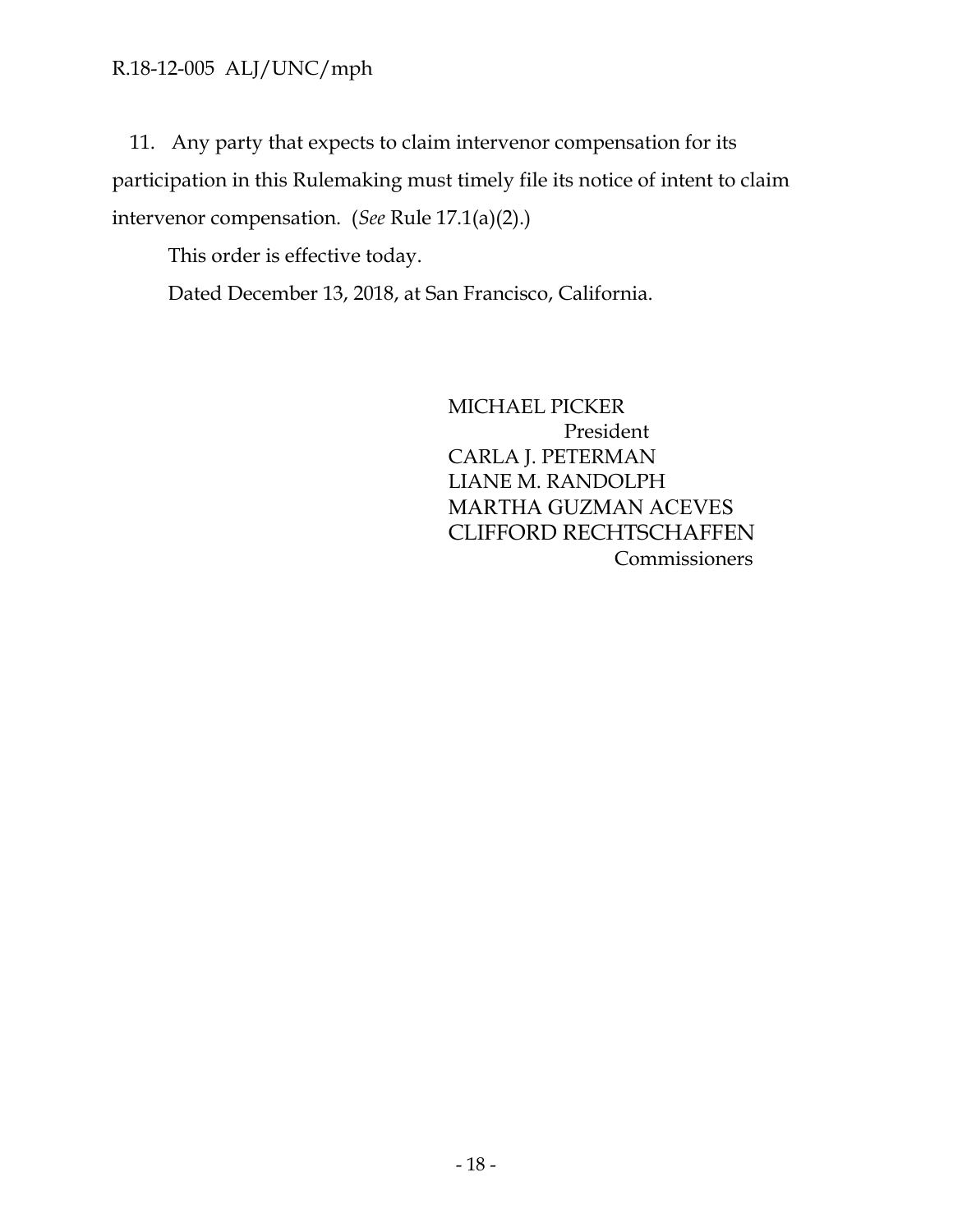11. Any party that expects to claim intervenor compensation for its participation in this Rulemaking must timely file its notice of intent to claim intervenor compensation. (*See* Rule 17.1(a)(2).)

This order is effective today.

Dated December 13, 2018, at San Francisco, California.

MICHAEL PICKER
President
CARLA J. PETERMAN
LIANE M. RANDOLPH
MARTHA GUZMAN ACEVES
CLIFFORD RECHTSCHAFFEN
Commissioners